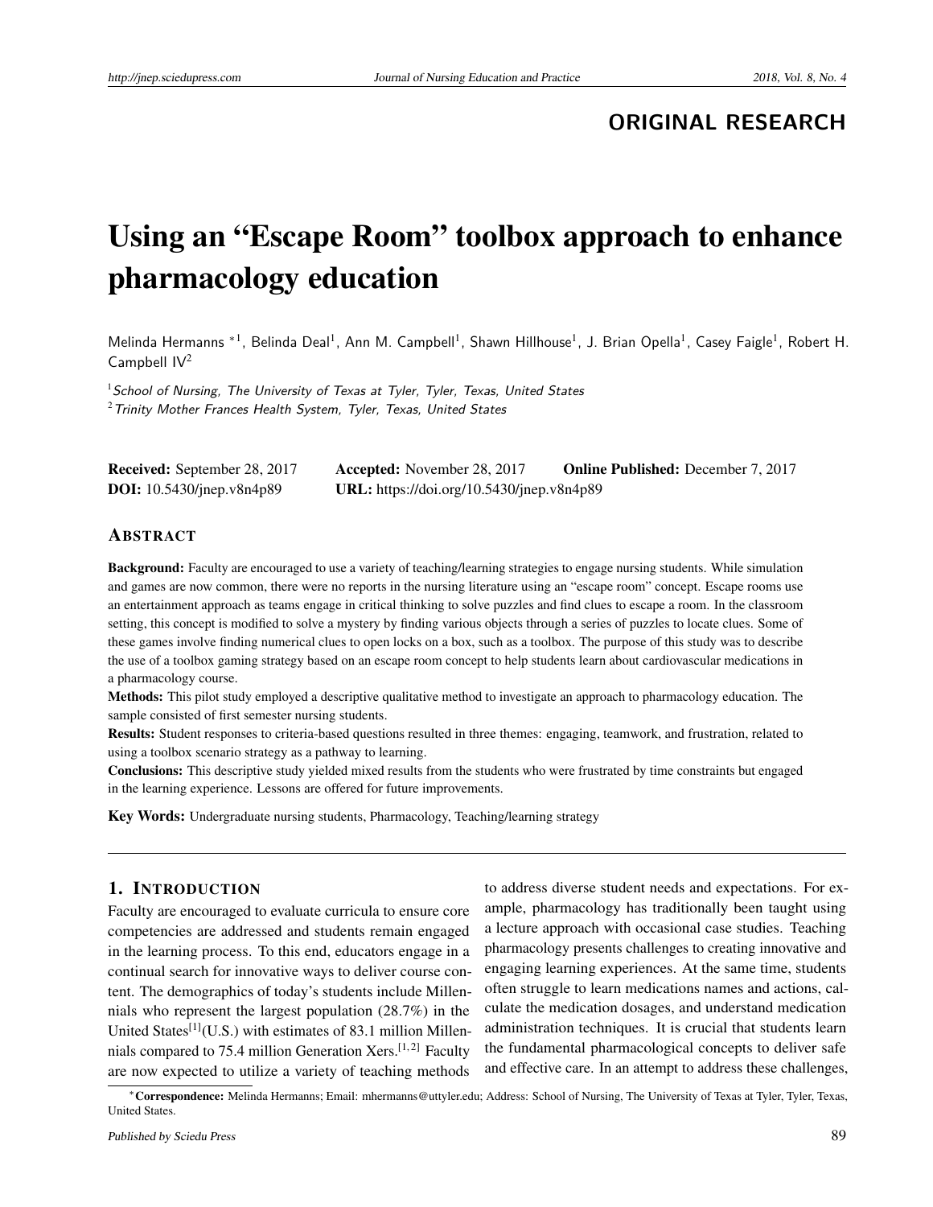**ORIGINAL RESEARCH**

# Using an "Escape Room" toolbox approach to enhance pharmacology education

Melinda Hermanns *[1], Belinda Deal[1], Ann M. Campbell[1], Shawn Hillhouse[1], J. Brian Opella[1], Casey Faigle[1], Robert H. Campbell IV[2]

[1] *School of Nursing, The University of Texas at Tyler, Tyler, Texas, United States*
[2] *Trinity Mother Frances Health System, Tyler, Texas, United States*

**Received:** September 28, 2017 **Accepted:** November 28, 2017 **Online Published:** December 7, 2017
**DOI:** 10.5430/jnep.v8n4p89 **URL:** https://doi.org/10.5430/jnep.v8n4p89

## ABSTRACT

**Background:** Faculty are encouraged to use a variety of teaching/learning strategies to engage nursing students. While simulation and games are now common, there were no reports in the nursing literature using an "escape room" concept. Escape rooms use an entertainment approach as teams engage in critical thinking to solve puzzles and find clues to escape a room. In the classroom setting, this concept is modified to solve a mystery by finding various objects through a series of puzzles to locate clues. Some of these games involve finding numerical clues to open locks on a box, such as a toolbox. The purpose of this study was to describe the use of a toolbox gaming strategy based on an escape room concept to help students learn about cardiovascular medications in a pharmacology course.

**Methods:** This pilot study employed a descriptive qualitative method to investigate an approach to pharmacology education. The sample consisted of first semester nursing students.

**Results:** Student responses to criteria-based questions resulted in three themes: engaging, teamwork, and frustration, related to using a toolbox scenario strategy as a pathway to learning.

**Conclusions:** This descriptive study yielded mixed results from the students who were frustrated by time constraints but engaged in the learning experience. Lessons are offered for future improvements.

**Key Words:** Undergraduate nursing students, Pharmacology, Teaching/learning strategy

## 1. INTRODUCTION

Faculty are encouraged to evaluate curricula to ensure core competencies are addressed and students remain engaged in the learning process. To this end, educators engage in a continual search for innovative ways to deliver course content. The demographics of today's students include Millennials who represent the largest population (28.7%) in the United States[1](U.S.) with estimates of 83.1 million Millennials compared to 75.4 million Generation Xers.[1,2] Faculty are now expected to utilize a variety of teaching methods to address diverse student needs and expectations. For example, pharmacology has traditionally been taught using a lecture approach with occasional case studies. Teaching pharmacology presents challenges to creating innovative and engaging learning experiences. At the same time, students often struggle to learn medications names and actions, calculate the medication dosages, and understand medication administration techniques. It is crucial that students learn the fundamental pharmacological concepts to deliver safe and effective care. In an attempt to address these challenges,

*Correspondence: Melinda Hermanns; Email: mhermanns@uttyler.edu; Address: School of Nursing, The University of Texas at Tyler, Tyler, Texas, United States.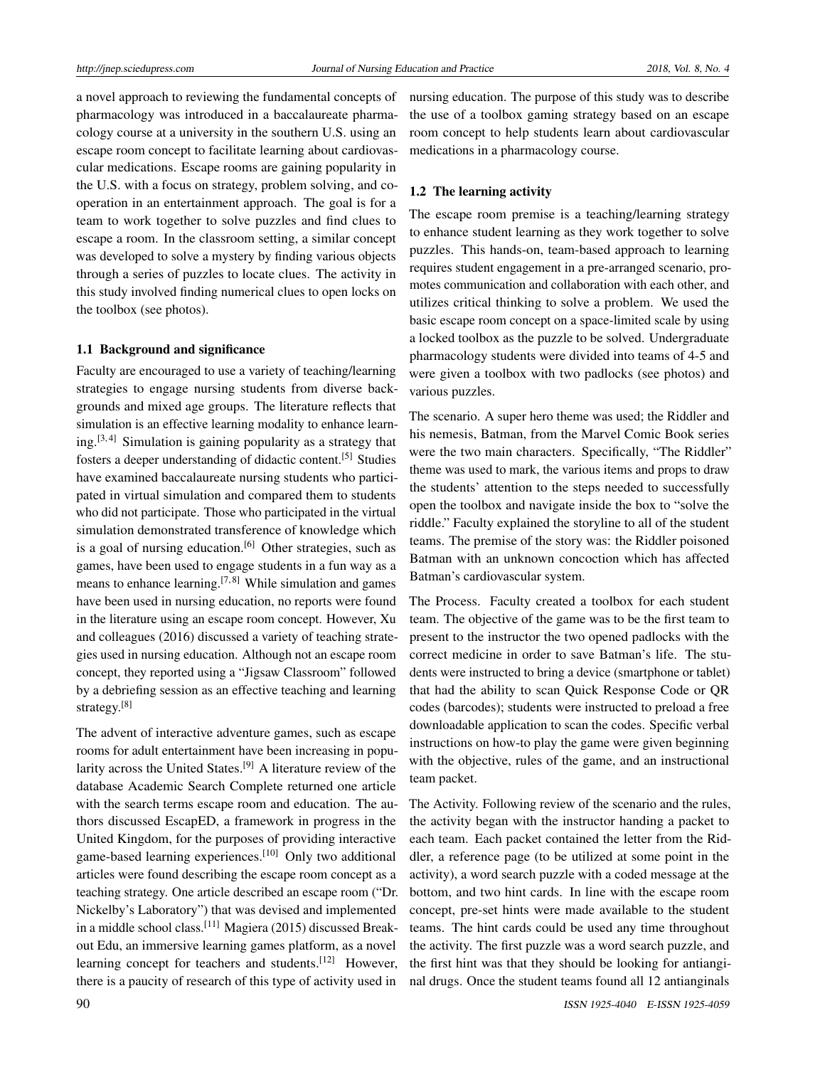a novel approach to reviewing the fundamental concepts of pharmacology was introduced in a baccalaureate pharmacology course at a university in the southern U.S. using an escape room concept to facilitate learning about cardiovascular medications. Escape rooms are gaining popularity in the U.S. with a focus on strategy, problem solving, and cooperation in an entertainment approach. The goal is for a team to work together to solve puzzles and find clues to escape a room. In the classroom setting, a similar concept was developed to solve a mystery by finding various objects through a series of puzzles to locate clues. The activity in this study involved finding numerical clues to open locks on the toolbox (see photos).

### 1.1 Background and significance

Faculty are encouraged to use a variety of teaching/learning strategies to engage nursing students from diverse backgrounds and mixed age groups. The literature reflects that simulation is an effective learning modality to enhance learning.[3, 4] Simulation is gaining popularity as a strategy that fosters a deeper understanding of didactic content.[5] Studies have examined baccalaureate nursing students who participated in virtual simulation and compared them to students who did not participate. Those who participated in the virtual simulation demonstrated transference of knowledge which is a goal of nursing education.[6] Other strategies, such as games, have been used to engage students in a fun way as a means to enhance learning.[7, 8] While simulation and games have been used in nursing education, no reports were found in the literature using an escape room concept. However, Xu and colleagues (2016) discussed a variety of teaching strategies used in nursing education. Although not an escape room concept, they reported using a "Jigsaw Classroom" followed by a debriefing session as an effective teaching and learning strategy.[8]

The advent of interactive adventure games, such as escape rooms for adult entertainment have been increasing in popularity across the United States.[9] A literature review of the database Academic Search Complete returned one article with the search terms escape room and education. The authors discussed EscapED, a framework in progress in the United Kingdom, for the purposes of providing interactive game-based learning experiences.[10] Only two additional articles were found describing the escape room concept as a teaching strategy. One article described an escape room ("Dr. Nickelby's Laboratory") that was devised and implemented in a middle school class.[11] Magiera (2015) discussed Breakout Edu, an immersive learning games platform, as a novel learning concept for teachers and students.[12] However, there is a paucity of research of this type of activity used in nursing education. The purpose of this study was to describe the use of a toolbox gaming strategy based on an escape room concept to help students learn about cardiovascular medications in a pharmacology course.

### 1.2 The learning activity

The escape room premise is a teaching/learning strategy to enhance student learning as they work together to solve puzzles. This hands-on, team-based approach to learning requires student engagement in a pre-arranged scenario, promotes communication and collaboration with each other, and utilizes critical thinking to solve a problem. We used the basic escape room concept on a space-limited scale by using a locked toolbox as the puzzle to be solved. Undergraduate pharmacology students were divided into teams of 4-5 and were given a toolbox with two padlocks (see photos) and various puzzles.

The scenario. A super hero theme was used; the Riddler and his nemesis, Batman, from the Marvel Comic Book series were the two main characters. Specifically, "The Riddler" theme was used to mark, the various items and props to draw the students' attention to the steps needed to successfully open the toolbox and navigate inside the box to "solve the riddle." Faculty explained the storyline to all of the student teams. The premise of the story was: the Riddler poisoned Batman with an unknown concoction which has affected Batman's cardiovascular system.

The Process. Faculty created a toolbox for each student team. The objective of the game was to be the first team to present to the instructor the two opened padlocks with the correct medicine in order to save Batman's life. The students were instructed to bring a device (smartphone or tablet) that had the ability to scan Quick Response Code or QR codes (barcodes); students were instructed to preload a free downloadable application to scan the codes. Specific verbal instructions on how-to play the game were given beginning with the objective, rules of the game, and an instructional team packet.

The Activity. Following review of the scenario and the rules, the activity began with the instructor handing a packet to each team. Each packet contained the letter from the Riddler, a reference page (to be utilized at some point in the activity), a word search puzzle with a coded message at the bottom, and two hint cards. In line with the escape room concept, pre-set hints were made available to the student teams. The hint cards could be used any time throughout the activity. The first puzzle was a word search puzzle, and the first hint was that they should be looking for antianginal drugs. Once the student teams found all 12 antianginals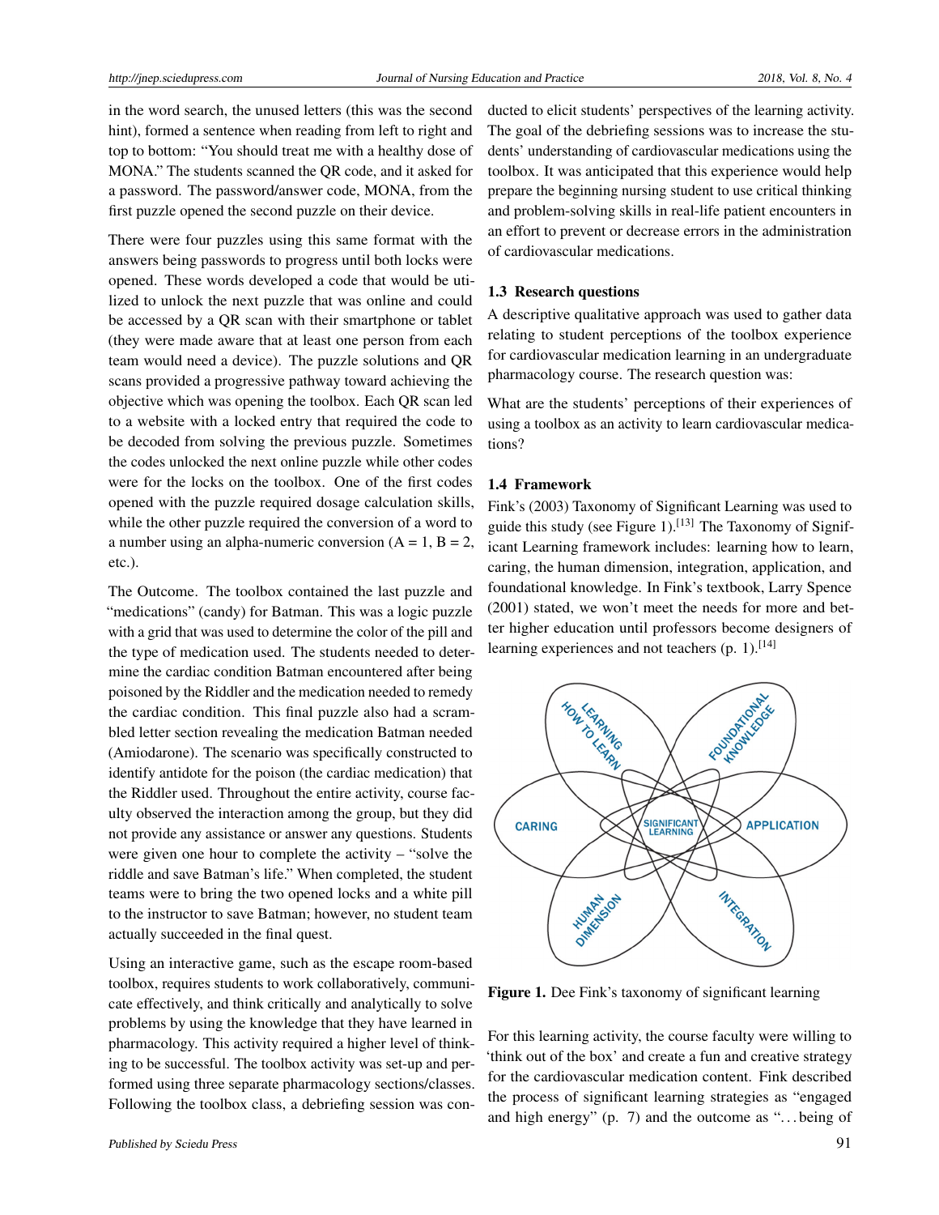in the word search, the unused letters (this was the second hint), formed a sentence when reading from left to right and top to bottom: "You should treat me with a healthy dose of MONA." The students scanned the QR code, and it asked for a password. The password/answer code, MONA, from the first puzzle opened the second puzzle on their device.

There were four puzzles using this same format with the answers being passwords to progress until both locks were opened. These words developed a code that would be utilized to unlock the next puzzle that was online and could be accessed by a QR scan with their smartphone or tablet (they were made aware that at least one person from each team would need a device). The puzzle solutions and QR scans provided a progressive pathway toward achieving the objective which was opening the toolbox. Each QR scan led to a website with a locked entry that required the code to be decoded from solving the previous puzzle. Sometimes the codes unlocked the next online puzzle while other codes were for the locks on the toolbox. One of the first codes opened with the puzzle required dosage calculation skills, while the other puzzle required the conversion of a word to a number using an alpha-numeric conversion (A = 1, B = 2, etc.).

The Outcome. The toolbox contained the last puzzle and "medications" (candy) for Batman. This was a logic puzzle with a grid that was used to determine the color of the pill and the type of medication used. The students needed to determine the cardiac condition Batman encountered after being poisoned by the Riddler and the medication needed to remedy the cardiac condition. This final puzzle also had a scrambled letter section revealing the medication Batman needed (Amiodarone). The scenario was specifically constructed to identify antidote for the poison (the cardiac medication) that the Riddler used. Throughout the entire activity, course faculty observed the interaction among the group, but they did not provide any assistance or answer any questions. Students were given one hour to complete the activity – "solve the riddle and save Batman's life." When completed, the student teams were to bring the two opened locks and a white pill to the instructor to save Batman; however, no student team actually succeeded in the final quest.

Using an interactive game, such as the escape room-based toolbox, requires students to work collaboratively, communicate effectively, and think critically and analytically to solve problems by using the knowledge that they have learned in pharmacology. This activity required a higher level of thinking to be successful. The toolbox activity was set-up and performed using three separate pharmacology sections/classes. Following the toolbox class, a debriefing session was conducted to elicit students' perspectives of the learning activity. The goal of the debriefing sessions was to increase the students' understanding of cardiovascular medications using the toolbox. It was anticipated that this experience would help prepare the beginning nursing student to use critical thinking and problem-solving skills in real-life patient encounters in an effort to prevent or decrease errors in the administration of cardiovascular medications.

### 1.3 Research questions

A descriptive qualitative approach was used to gather data relating to student perceptions of the toolbox experience for cardiovascular medication learning in an undergraduate pharmacology course. The research question was:

What are the students' perceptions of their experiences of using a toolbox as an activity to learn cardiovascular medications?

### 1.4 Framework

Fink's (2003) Taxonomy of Significant Learning was used to guide this study (see Figure 1).[13] The Taxonomy of Significant Learning framework includes: learning how to learn, caring, the human dimension, integration, application, and foundational knowledge. In Fink's textbook, Larry Spence (2001) stated, we won't meet the needs for more and better higher education until professors become designers of learning experiences and not teachers (p. 1).[14]

**Figure 1.** Dee Fink's taxonomy of significant learning

For this learning activity, the course faculty were willing to 'think out of the box' and create a fun and creative strategy for the cardiovascular medication content. Fink described the process of significant learning strategies as "engaged and high energy" (p. 7) and the outcome as "...being of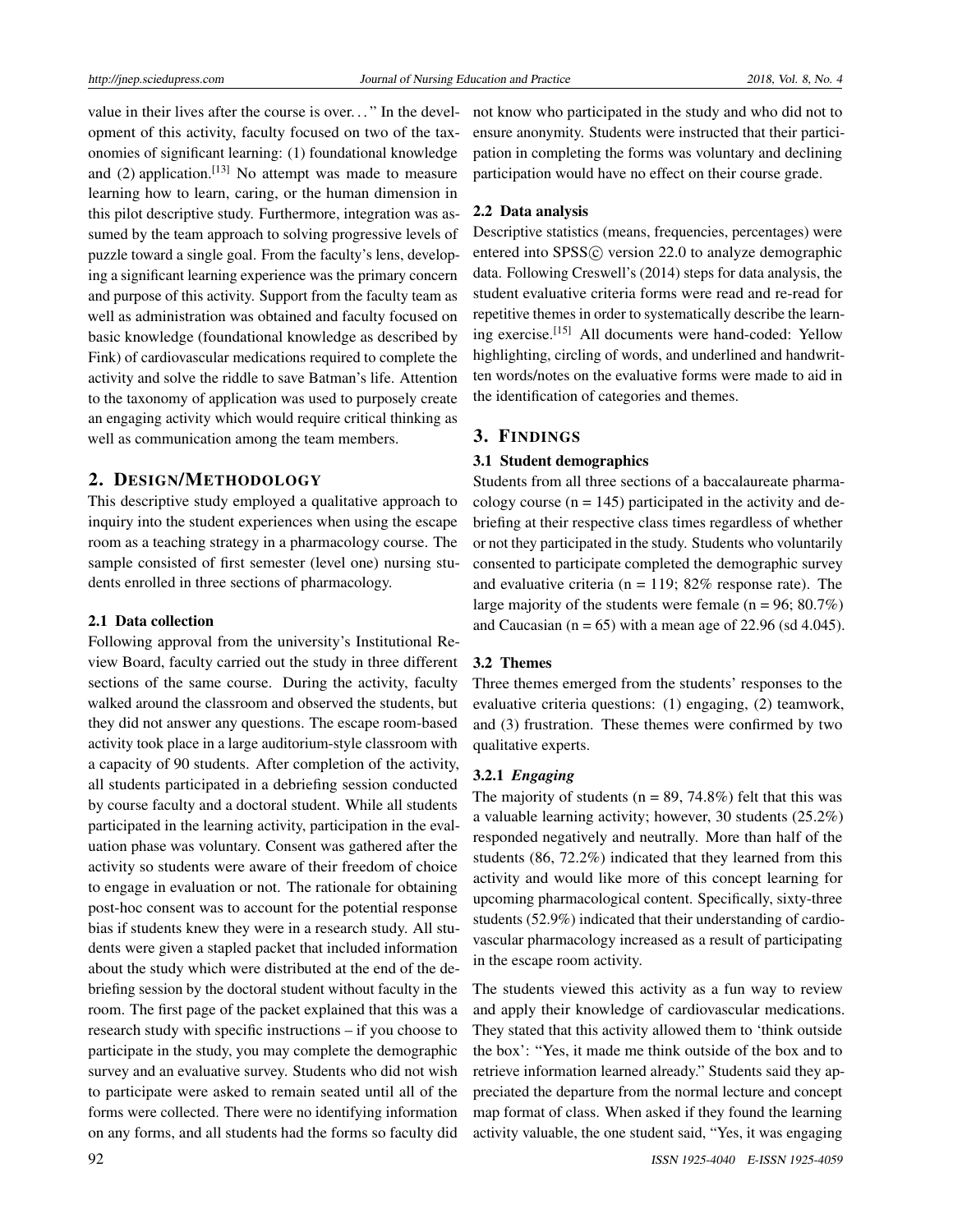value in their lives after the course is over. . . " In the development of this activity, faculty focused on two of the taxonomies of significant learning: (1) foundational knowledge and (2) application.[13] No attempt was made to measure learning how to learn, caring, or the human dimension in this pilot descriptive study. Furthermore, integration was assumed by the team approach to solving progressive levels of puzzle toward a single goal. From the faculty's lens, developing a significant learning experience was the primary concern and purpose of this activity. Support from the faculty team as well as administration was obtained and faculty focused on basic knowledge (foundational knowledge as described by Fink) of cardiovascular medications required to complete the activity and solve the riddle to save Batman's life. Attention to the taxonomy of application was used to purposely create an engaging activity which would require critical thinking as well as communication among the team members.

## 2. Design/Methodology

This descriptive study employed a qualitative approach to inquiry into the student experiences when using the escape room as a teaching strategy in a pharmacology course. The sample consisted of first semester (level one) nursing students enrolled in three sections of pharmacology.

### 2.1 Data collection

Following approval from the university's Institutional Review Board, faculty carried out the study in three different sections of the same course. During the activity, faculty walked around the classroom and observed the students, but they did not answer any questions. The escape room-based activity took place in a large auditorium-style classroom with a capacity of 90 students. After completion of the activity, all students participated in a debriefing session conducted by course faculty and a doctoral student. While all students participated in the learning activity, participation in the evaluation phase was voluntary. Consent was gathered after the activity so students were aware of their freedom of choice to engage in evaluation or not. The rationale for obtaining post-hoc consent was to account for the potential response bias if students knew they were in a research study. All students were given a stapled packet that included information about the study which were distributed at the end of the debriefing session by the doctoral student without faculty in the room. The first page of the packet explained that this was a research study with specific instructions – if you choose to participate in the study, you may complete the demographic survey and an evaluative survey. Students who did not wish to participate were asked to remain seated until all of the forms were collected. There were no identifying information on any forms, and all students had the forms so faculty did not know who participated in the study and who did not to ensure anonymity. Students were instructed that their participation in completing the forms was voluntary and declining participation would have no effect on their course grade.

### 2.2 Data analysis

Descriptive statistics (means, frequencies, percentages) were entered into SPSS© version 22.0 to analyze demographic data. Following Creswell's (2014) steps for data analysis, the student evaluative criteria forms were read and re-read for repetitive themes in order to systematically describe the learning exercise.[15] All documents were hand-coded: Yellow highlighting, circling of words, and underlined and handwritten words/notes on the evaluative forms were made to aid in the identification of categories and themes.

## 3. Findings

### 3.1 Student demographics

Students from all three sections of a baccalaureate pharmacology course (n = 145) participated in the activity and debriefing at their respective class times regardless of whether or not they participated in the study. Students who voluntarily consented to participate completed the demographic survey and evaluative criteria (n = 119; 82% response rate). The large majority of the students were female (n = 96; 80.7%) and Caucasian (n = 65) with a mean age of 22.96 (sd 4.045).

### 3.2 Themes

Three themes emerged from the students' responses to the evaluative criteria questions: (1) engaging, (2) teamwork, and (3) frustration. These themes were confirmed by two qualitative experts.

#### 3.2.1 *Engaging*

The majority of students (n = 89, 74.8%) felt that this was a valuable learning activity; however, 30 students (25.2%) responded negatively and neutrally. More than half of the students (86, 72.2%) indicated that they learned from this activity and would like more of this concept learning for upcoming pharmacological content. Specifically, sixty-three students (52.9%) indicated that their understanding of cardiovascular pharmacology increased as a result of participating in the escape room activity.

The students viewed this activity as a fun way to review and apply their knowledge of cardiovascular medications. They stated that this activity allowed them to 'think outside the box': "Yes, it made me think outside of the box and to retrieve information learned already." Students said they appreciated the departure from the normal lecture and concept map format of class. When asked if they found the learning activity valuable, the one student said, "Yes, it was engaging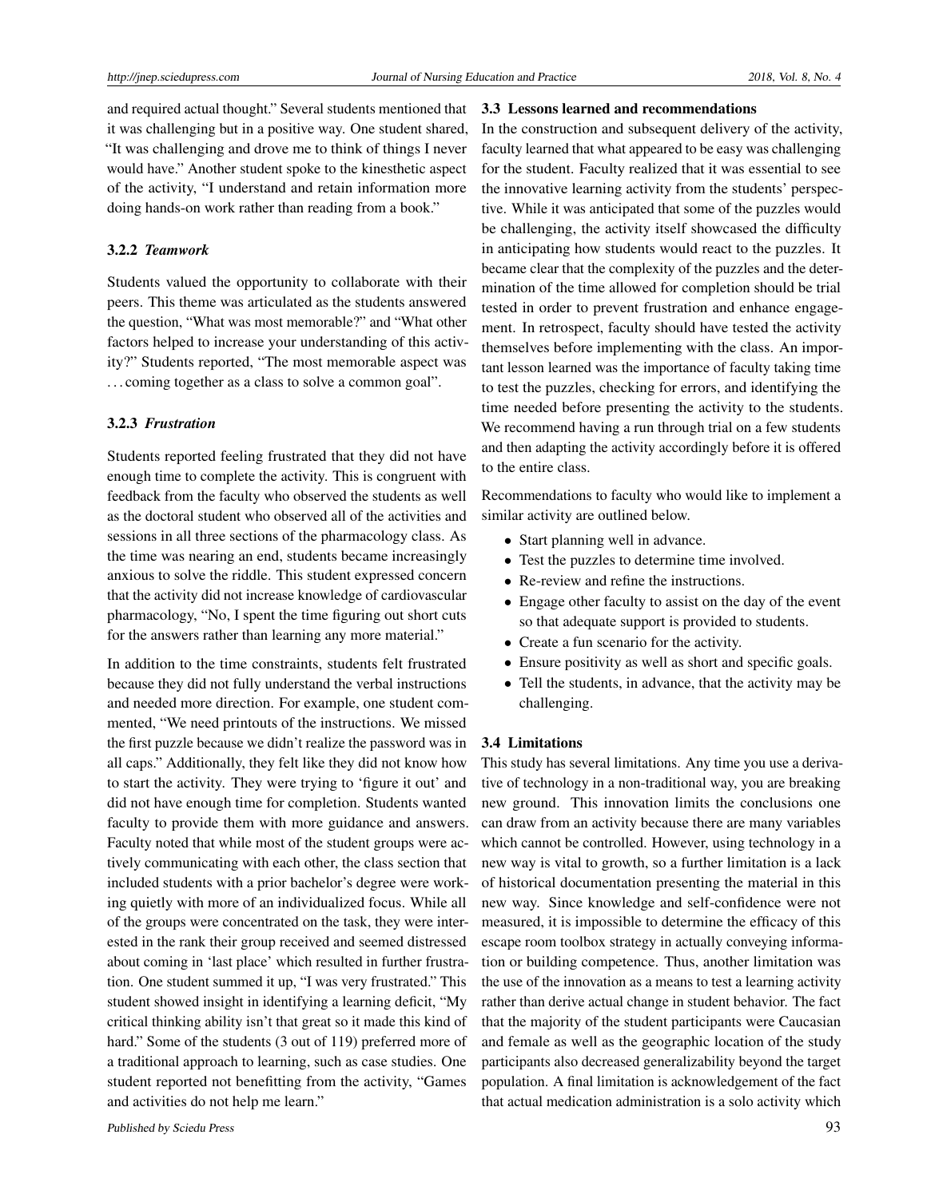and required actual thought." Several students mentioned that it was challenging but in a positive way. One student shared, "It was challenging and drove me to think of things I never would have." Another student spoke to the kinesthetic aspect of the activity, "I understand and retain information more doing hands-on work rather than reading from a book."

#### 3.2.2 *Teamwork*

Students valued the opportunity to collaborate with their peers. This theme was articulated as the students answered the question, "What was most memorable?" and "What other factors helped to increase your understanding of this activity?" Students reported, "The most memorable aspect was . . . coming together as a class to solve a common goal".

#### 3.2.3 *Frustration*

Students reported feeling frustrated that they did not have enough time to complete the activity. This is congruent with feedback from the faculty who observed the students as well as the doctoral student who observed all of the activities and sessions in all three sections of the pharmacology class. As the time was nearing an end, students became increasingly anxious to solve the riddle. This student expressed concern that the activity did not increase knowledge of cardiovascular pharmacology, "No, I spent the time figuring out short cuts for the answers rather than learning any more material."

In addition to the time constraints, students felt frustrated because they did not fully understand the verbal instructions and needed more direction. For example, one student commented, "We need printouts of the instructions. We missed the first puzzle because we didn't realize the password was in all caps." Additionally, they felt like they did not know how to start the activity. They were trying to 'figure it out' and did not have enough time for completion. Students wanted faculty to provide them with more guidance and answers. Faculty noted that while most of the student groups were actively communicating with each other, the class section that included students with a prior bachelor's degree were working quietly with more of an individualized focus. While all of the groups were concentrated on the task, they were interested in the rank their group received and seemed distressed about coming in 'last place' which resulted in further frustration. One student summed it up, "I was very frustrated." This student showed insight in identifying a learning deficit, "My critical thinking ability isn't that great so it made this kind of hard." Some of the students (3 out of 119) preferred more of a traditional approach to learning, such as case studies. One student reported not benefitting from the activity, "Games and activities do not help me learn."

### 3.3 Lessons learned and recommendations

In the construction and subsequent delivery of the activity, faculty learned that what appeared to be easy was challenging for the student. Faculty realized that it was essential to see the innovative learning activity from the students' perspective. While it was anticipated that some of the puzzles would be challenging, the activity itself showcased the difficulty in anticipating how students would react to the puzzles. It became clear that the complexity of the puzzles and the determination of the time allowed for completion should be trial tested in order to prevent frustration and enhance engagement. In retrospect, faculty should have tested the activity themselves before implementing with the class. An important lesson learned was the importance of faculty taking time to test the puzzles, checking for errors, and identifying the time needed before presenting the activity to the students. We recommend having a run through trial on a few students and then adapting the activity accordingly before it is offered to the entire class.

Recommendations to faculty who would like to implement a similar activity are outlined below.

- Start planning well in advance.
- Test the puzzles to determine time involved.
- Re-review and refine the instructions.
- Engage other faculty to assist on the day of the event so that adequate support is provided to students.
- Create a fun scenario for the activity.
- Ensure positivity as well as short and specific goals.
- Tell the students, in advance, that the activity may be challenging.

### 3.4 Limitations

This study has several limitations. Any time you use a derivative of technology in a non-traditional way, you are breaking new ground. This innovation limits the conclusions one can draw from an activity because there are many variables which cannot be controlled. However, using technology in a new way is vital to growth, so a further limitation is a lack of historical documentation presenting the material in this new way. Since knowledge and self-confidence were not measured, it is impossible to determine the efficacy of this escape room toolbox strategy in actually conveying information or building competence. Thus, another limitation was the use of the innovation as a means to test a learning activity rather than derive actual change in student behavior. The fact that the majority of the student participants were Caucasian and female as well as the geographic location of the study participants also decreased generalizability beyond the target population. A final limitation is acknowledgement of the fact that actual medication administration is a solo activity which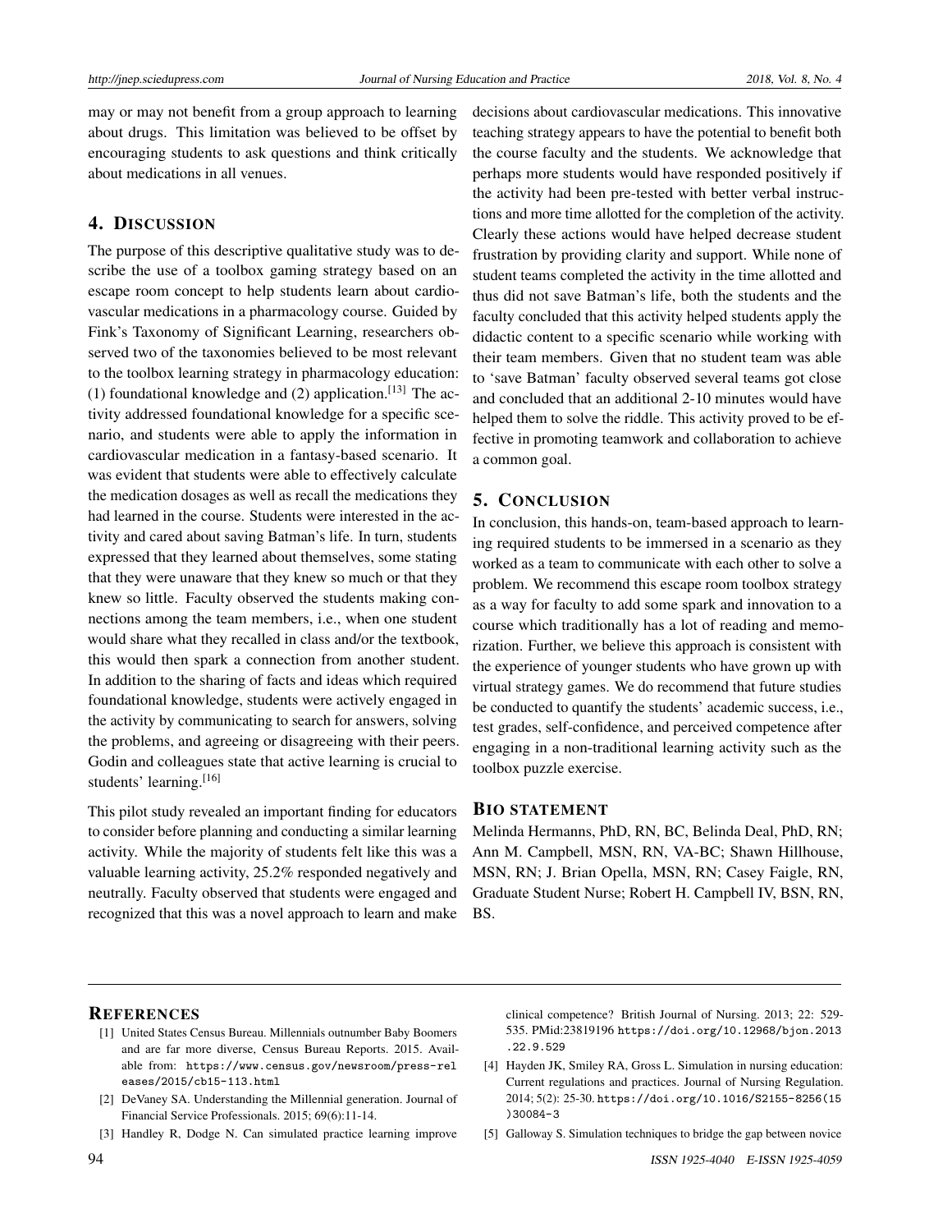may or may not benefit from a group approach to learning about drugs. This limitation was believed to be offset by encouraging students to ask questions and think critically about medications in all venues.

## 4. DISCUSSION

The purpose of this descriptive qualitative study was to describe the use of a toolbox gaming strategy based on an escape room concept to help students learn about cardiovascular medications in a pharmacology course. Guided by Fink's Taxonomy of Significant Learning, researchers observed two of the taxonomies believed to be most relevant to the toolbox learning strategy in pharmacology education: (1) foundational knowledge and (2) application.[13] The activity addressed foundational knowledge for a specific scenario, and students were able to apply the information in cardiovascular medication in a fantasy-based scenario. It was evident that students were able to effectively calculate the medication dosages as well as recall the medications they had learned in the course. Students were interested in the activity and cared about saving Batman's life. In turn, students expressed that they learned about themselves, some stating that they were unaware that they knew so much or that they knew so little. Faculty observed the students making connections among the team members, i.e., when one student would share what they recalled in class and/or the textbook, this would then spark a connection from another student. In addition to the sharing of facts and ideas which required foundational knowledge, students were actively engaged in the activity by communicating to search for answers, solving the problems, and agreeing or disagreeing with their peers. Godin and colleagues state that active learning is crucial to students' learning.[16]

This pilot study revealed an important finding for educators to consider before planning and conducting a similar learning activity. While the majority of students felt like this was a valuable learning activity, 25.2% responded negatively and neutrally. Faculty observed that students were engaged and recognized that this was a novel approach to learn and make decisions about cardiovascular medications. This innovative teaching strategy appears to have the potential to benefit both the course faculty and the students. We acknowledge that perhaps more students would have responded positively if the activity had been pre-tested with better verbal instructions and more time allotted for the completion of the activity. Clearly these actions would have helped decrease student frustration by providing clarity and support. While none of student teams completed the activity in the time allotted and thus did not save Batman's life, both the students and the faculty concluded that this activity helped students apply the didactic content to a specific scenario while working with their team members. Given that no student team was able to 'save Batman' faculty observed several teams got close and concluded that an additional 2-10 minutes would have helped them to solve the riddle. This activity proved to be effective in promoting teamwork and collaboration to achieve a common goal.

## 5. CONCLUSION

In conclusion, this hands-on, team-based approach to learning required students to be immersed in a scenario as they worked as a team to communicate with each other to solve a problem. We recommend this escape room toolbox strategy as a way for faculty to add some spark and innovation to a course which traditionally has a lot of reading and memorization. Further, we believe this approach is consistent with the experience of younger students who have grown up with virtual strategy games. We do recommend that future studies be conducted to quantify the students' academic success, i.e., test grades, self-confidence, and perceived competence after engaging in a non-traditional learning activity such as the toolbox puzzle exercise.

### BIO STATEMENT

Melinda Hermanns, PhD, RN, BC, Belinda Deal, PhD, RN; Ann M. Campbell, MSN, RN, VA-BC; Shawn Hillhouse, MSN, RN; J. Brian Opella, MSN, RN; Casey Faigle, RN, Graduate Student Nurse; Robert H. Campbell IV, BSN, RN, BS.

## REFERENCES

[1] United States Census Bureau. Millennials outnumber Baby Boomers and are far more diverse, Census Bureau Reports. 2015. Available from: https://www.census.gov/newsroom/press-releases/2015/cb15-113.html

[2] DeVaney SA. Understanding the Millennial generation. Journal of Financial Service Professionals. 2015; 69(6):11-14.

[3] Handley R, Dodge N. Can simulated practice learning improve clinical competence? British Journal of Nursing. 2013; 22: 529-535. PMid:23819196 https://doi.org/10.12968/bjon.2013.22.9.529

[4] Hayden JK, Smiley RA, Gross L. Simulation in nursing education: Current regulations and practices. Journal of Nursing Regulation. 2014; 5(2): 25-30. https://doi.org/10.1016/S2155-8256(15)30084-3

[5] Galloway S. Simulation techniques to bridge the gap between novice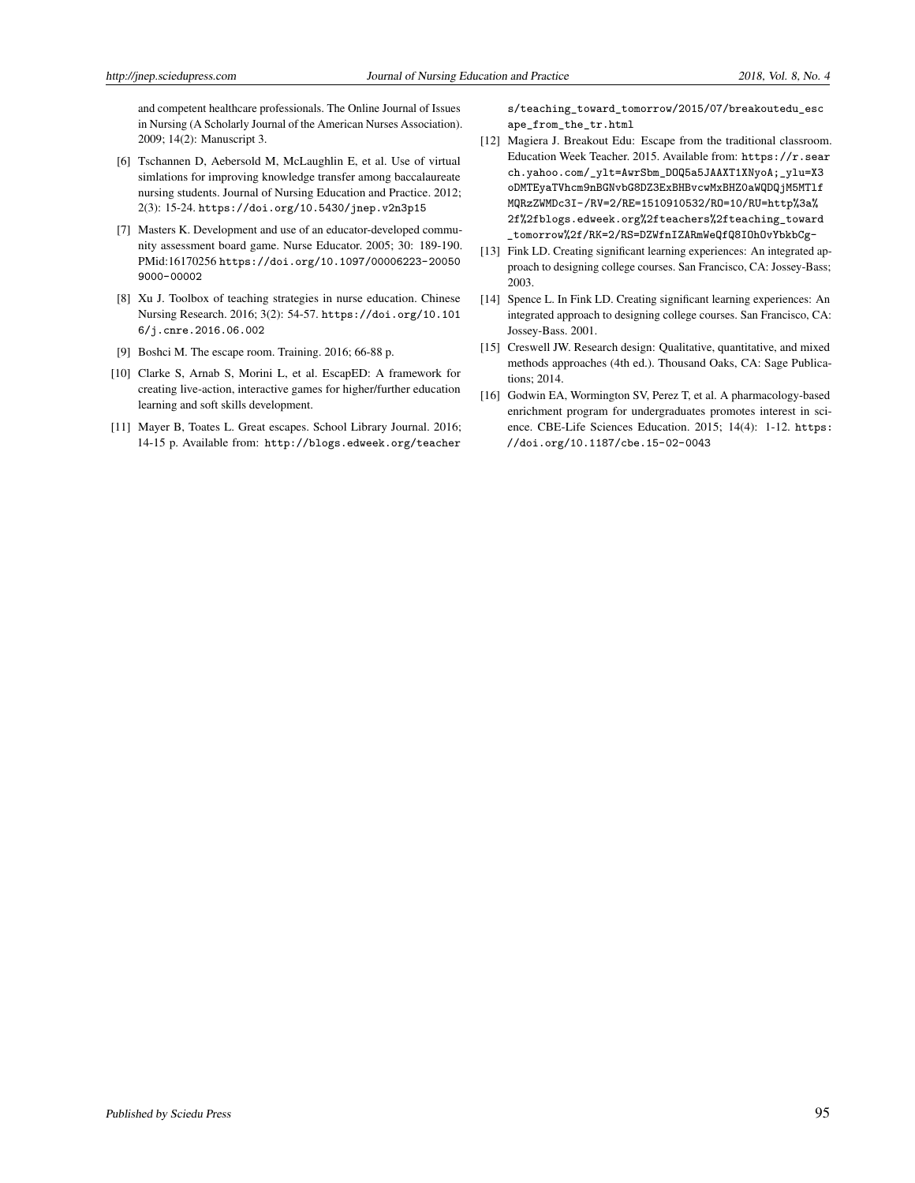and competent healthcare professionals. The Online Journal of Issues in Nursing (A Scholarly Journal of the American Nurses Association). 2009; 14(2): Manuscript 3.

[6] Tschannen D, Aebersold M, McLaughlin E, et al. Use of virtual simlations for improving knowledge transfer among baccalaureate nursing students. Journal of Nursing Education and Practice. 2012; 2(3): 15-24. https://doi.org/10.5430/jnep.v2n3p15

[7] Masters K. Development and use of an educator-developed community assessment board game. Nurse Educator. 2005; 30: 189-190. PMid:16170256 https://doi.org/10.1097/00006223-200509000-00002

[8] Xu J. Toolbox of teaching strategies in nurse education. Chinese Nursing Research. 2016; 3(2): 54-57. https://doi.org/10.1016/j.cnre.2016.06.002

[9] Boshci M. The escape room. Training. 2016; 66-88 p.

[10] Clarke S, Arnab S, Morini L, et al. EscapED: A framework for creating live-action, interactive games for higher/further education learning and soft skills development.

[11] Mayer B, Toates L. Great escapes. School Library Journal. 2016; 14-15 p. Available from: http://blogs.edweek.org/teachers/teaching_toward_tomorrow/2015/07/breakoutedu_escape_from_the_tr.html

[12] Magiera J. Breakout Edu: Escape from the traditional classroom. Education Week Teacher. 2015. Available from: https://r.search.yahoo.com/_ylt=AwrSbm_DOQ5a5JAAXT1XNyoA;_ylu=X3oDMTEyaTVhcm9nBGNvbG8DZ3ExBHBvcwMxBHZ0aWQDQjM5MTlfMQRzZWMDc3I-/RV=2/RE=1510910532/RO=10/RU=http%3a%2f%2fblogs.edweek.org%2fteachers%2fteaching_toward_tomorrow%2f/RK=2/RS=DZWfnIZARmWeQfQ8IOhOvYbkbCg-

[13] Fink LD. Creating significant learning experiences: An integrated approach to designing college courses. San Francisco, CA: Jossey-Bass; 2003.

[14] Spence L. In Fink LD. Creating significant learning experiences: An integrated approach to designing college courses. San Francisco, CA: Jossey-Bass. 2001.

[15] Creswell JW. Research design: Qualitative, quantitative, and mixed methods approaches (4th ed.). Thousand Oaks, CA: Sage Publications; 2014.

[16] Godwin EA, Wormington SV, Perez T, et al. A pharmacology-based enrichment program for undergraduates promotes interest in science. CBE-Life Sciences Education. 2015; 14(4): 1-12. https://doi.org/10.1187/cbe.15-02-0043